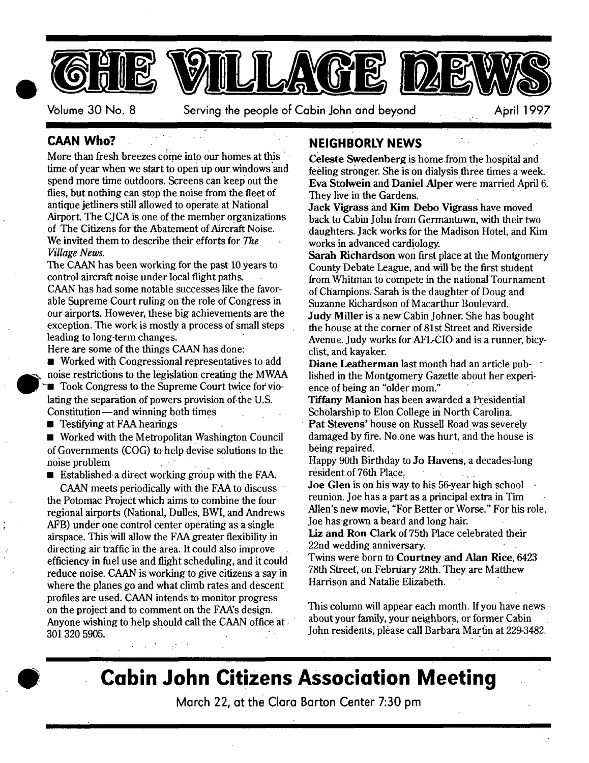# THE VILLAGE NEWS

Volume 30 No. 8 Serving the people of Cabin John and beyond April 1997

## CAAN Who?

More than fresh breezes come into our homes at this time of year when we start to open up our windows and spend more time outdoors. Screens can keep out the flies, but nothing can stop the noise from the fleet of antique jetliners still allowed to operate at National Airport. The CJCA is one of the member organizations of The Citizens for the Abatement of Aircraft Noise. We invited them to describe their efforts for *The Village News.*

The CAAN has been working for the past 10 years to control aircraft noise under local flight paths.

CAAN has had some notable successes like the favorable Supreme Court ruling on the role of Congress in our airports. However, these big achievements are the exception. The work is mostly a process of small steps leading to long-term changes.

Here are some of the things CAAN has done:

- Worked with Congressional representatives to add noise restrictions to the legislation creating the MWAA
- Took Congress to the Supreme Court twice for violating the separation of powers provision of the U.S. Constitution—and winning both times
- Testifying at FAA hearings
- Worked with the Metropolitan Washington Council of Governments (COG) to help devise solutions to the noise problem
- Established a direct working group with the FAA.

CAAN meets periodically with the FAA to discuss the Potomac Project which aims to combine the four regional airports (National, Dulles, BWI, and Andrews AFB) under one control center operating as a single airspace. This will allow the FAA greater flexibility in directing air traffic in the area. It could also improve efficiency in fuel use and flight scheduling, and it could reduce noise. CAAN is working to give citizens a say in where the planes go and what climb rates and descent profiles are used. CAAN intends to monitor progress on the project and to comment on the FAA's design. Anyone wishing to help should call the CAAN office at 301 320 5905.

## NEIGHBORLY NEWS

**Celeste Swedenberg** is home from the hospital and feeling stronger. She is on dialysis three times a week.

**Eva Stolwein** and **Daniel Alper** were married April 6. They live in the Gardens.

**Jack Vigrass and Kim Debo Vigrass** have moved back to Cabin John from Germantown, with their two daughters. Jack works for the Madison Hotel, and Kim works in advanced cardiology.

**Sarah Richardson** won first place at the Montgomery County Debate League, and will be the first student from Whitman to compete in the national Tournament of Champions. Sarah is the daughter of Doug and Suzanne Richardson of Macarthur Boulevard.

**Judy Miller** is a new Cabin Johner. She has bought the house at the corner of 81st Street and Riverside Avenue. Judy works for AFL-CIO and is a runner, bicyclist, and kayaker.

**Diane Leatherman** last month had an article published in the Montgomery Gazette about her experience of being an "older mom."

**Tiffany Manion** has been awarded a Presidential Scholarship to Elon College in North Carolina.

**Pat Stevens'** house on Russell Road was severely damaged by fire. No one was hurt, and the house is being repaired.

Happy 90th Birthday to **Jo Havens**, a decades-long resident of 76th Place.

**Joe Glen** is on his way to his 56-year high school reunion. Joe has a part as a principal extra in Tim Allen's new movie, "For Better or Worse." For his role, Joe has grown a beard and long hair.

**Liz and Ron Clark** of 75th Place celebrated their 22nd wedding anniversary.

Twins were born to **Courtney and Alan Rice**, 6423 78th Street, on February 28th. They are Matthew Harrison and Natalie Elizabeth.

This column will appear each month. If you have news about your family, your neighbors, or former Cabin John residents, please call Barbara Martin at 229-3482.

# Cabin John Citizens Association Meeting

March 22, at the Clara Barton Center 7:30 pm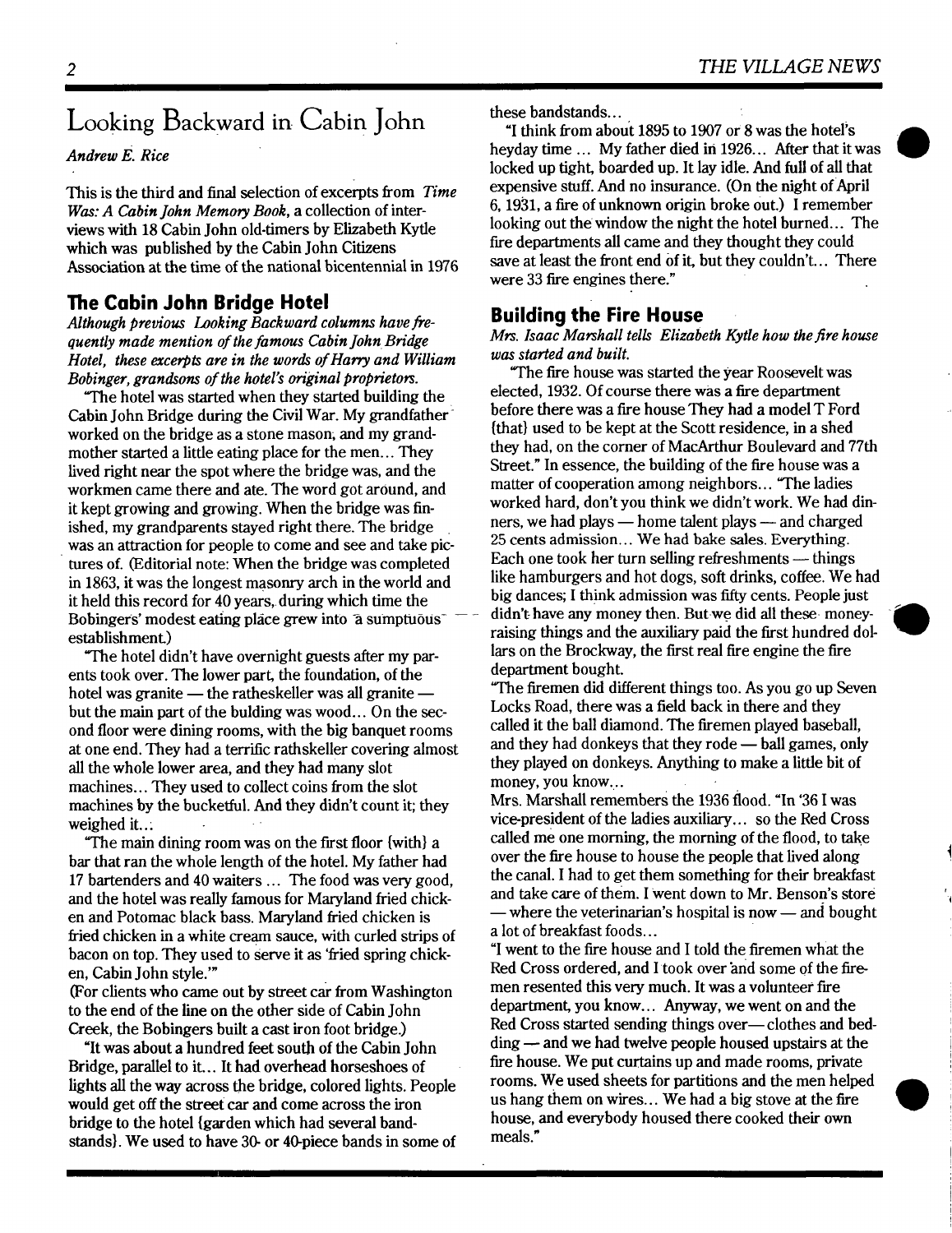# Looking Backward in Cabin John

*Andrew E. Rice*

This is the third and final selection of excerpts from *Time Was: A Cabin John Memory Book*, a collection of interviews with 18 Cabin John old-timers by Elizabeth Kytle which was published by the Cabin John Citizens Association at the time of the national bicentennial in 1976

## The Cabin John Bridge Hotel

*Although previous Looking Backward columns have frequently made mention of the famous Cabin John Bridge Hotel, these excerpts are in the words of Harry and William Bobinger, grandsons of the hotel's original proprietors.*

"The hotel was started when they started building the Cabin John Bridge during the Civil War. My grandfather worked on the bridge as a stone mason, and my grandmother started a little eating place for the men... They lived right near the spot where the bridge was, and the workmen came there and ate. The word got around, and it kept growing and growing. When the bridge was finished, my grandparents stayed right there. The bridge was an attraction for people to come and see and take pictures of. (Editorial note: When the bridge was completed in 1863, it was the longest masonry arch in the world and it held this record for 40 years, during which time the Bobingers' modest eating place grew into a sumptuous establishment.)

"The hotel didn't have overnight guests after my parents took over. The lower part, the foundation, of the hotel was granite — the ratheskeller was all granite — but the main part of the bulding was wood... On the second floor were dining rooms, with the big banquet rooms at one end. They had a terrific rathskeller covering almost all the whole lower area, and they had many slot machines... They used to collect coins from the slot machines by the bucketful. And they didn't count it; they weighed it...

"The main dining room was on the first floor {with} a bar that ran the whole length of the hotel. My father had 17 bartenders and 40 waiters ... The food was very good, and the hotel was really famous for Maryland fried chicken and Potomac black bass. Maryland fried chicken is fried chicken in a white cream sauce, with curled strips of bacon on top. They used to serve it as 'fried spring chicken, Cabin John style.'"

(For clients who came out by street car from Washington to the end of the line on the other side of Cabin John Creek, the Bobingers built a cast iron foot bridge.)

"It was about a hundred feet south of the Cabin John Bridge, parallel to it... It had overhead horseshoes of lights all the way across the bridge, colored lights. People would get off the street car and come across the iron bridge to the hotel {garden which had several bandstands}. We used to have 30- or 40-piece bands in some of these bandstands...

"I think from about 1895 to 1907 or 8 was the hotel's heyday time ... My father died in 1926... After that it was locked up tight, boarded up. It lay idle. And full of all that expensive stuff. And no insurance. (On the night of April 6, 1931, a fire of unknown origin broke out.) I remember looking out the window the night the hotel burned... The fire departments all came and they thought they could save at least the front end of it, but they couldn't... There were 33 fire engines there."

## Building the Fire House

*Mrs. Isaac Marshall tells Elizabeth Kytle how the fire house was started and built.*

"The fire house was started the year Roosevelt was elected, 1932. Of course there was a fire department before there was a fire house They had a model T Ford {that} used to be kept at the Scott residence, in a shed they had, on the corner of MacArthur Boulevard and 77th Street." In essence, the building of the fire house was a matter of cooperation among neighbors... "The ladies worked hard, don't you think we didn't work. We had dinners, we had plays — home talent plays — and charged 25 cents admission... We had bake sales. Everything. Each one took her turn selling refreshments — things like hamburgers and hot dogs, soft drinks, coffee. We had big dances; I think admission was fifty cents. People just didn't have any money then. But we did all these money-raising things and the auxiliary paid the first hundred dollars on the Brockway, the first real fire engine the fire department bought.

"The firemen did different things too. As you go up Seven Locks Road, there was a field back in there and they called it the ball diamond. The firemen played baseball, and they had donkeys that they rode — ball games, only they played on donkeys. Anything to make a little bit of money, you know...

Mrs. Marshall remembers the 1936 flood. "In '36 I was vice-president of the ladies auxiliary... so the Red Cross called me one morning, the morning of the flood, to take over the fire house to house the people that lived along the canal. I had to get them something for their breakfast and take care of them. I went down to Mr. Benson's store — where the veterinarian's hospital is now — and bought a lot of breakfast foods...

"I went to the fire house and I told the firemen what the Red Cross ordered, and I took over and some of the firemen resented this very much. It was a volunteer fire department, you know... Anyway, we went on and the Red Cross started sending things over— clothes and bedding — and we had twelve people housed upstairs at the fire house. We put curtains up and made rooms, private rooms. We used sheets for partitions and the men helped us hang them on wires... We had a big stove at the fire house, and everybody housed there cooked their own meals."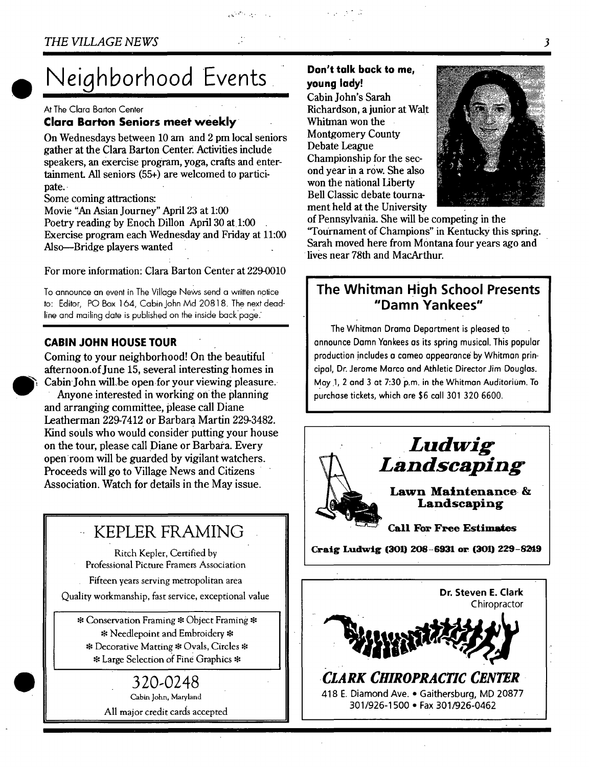# Neighborhood Events

At The Clara Barton Center

### Clara Barton Seniors meet weekly

On Wednesdays between 10 am and 2 pm local seniors gather at the Clara Barton Center. Activities include speakers, an exercise program, yoga, crafts and entertainment. All seniors (55+) are welcomed to participate.

Some coming attractions:

Movie "An Asian Journey" April 23 at 1:00
Poetry reading by Enoch Dillon April 30 at 1:00
Exercise program each Wednesday and Friday at 11:00
Also—Bridge players wanted

For more information: Clara Barton Center at 229-0010

To announce an event in The Village News send a written notice to: Editor, PO Box 164, Cabin John Md 20818. The next deadline and mailing date is published on the inside back page.

### CABIN JOHN HOUSE TOUR

Coming to your neighborhood! On the beautiful afternoon of June 15, several interesting homes in Cabin John will be open for your viewing pleasure.

Anyone interested in working on the planning and arranging committee, please call Diane Leatherman 229-7412 or Barbara Martin 229-3482. Kind souls who would consider putting your house on the tour, please call Diane or Barbara. Every open room will be guarded by vigilant watchers. Proceeds will go to Village News and Citizens Association. Watch for details in the May issue.

## KEPLER FRAMING

Ritch Kepler, Certified by Professional Picture Framers Association

Fifteen years serving metropolitan area

Quality workmanship, fast service, exceptional value

* Conservation Framing * Object Framing *
* Needlepoint and Embroidery *
* Decorative Matting * Ovals, Circles *
* Large Selection of Fine Graphics *

**320-0248**

Cabin John, Maryland

All major credit cards accepted

### Don't talk back to me, young lady!

Cabin John's Sarah Richardson, a junior at Walt Whitman won the Montgomery County Debate League Championship for the second year in a row. She also won the national Liberty Bell Classic debate tournament held at the University of Pennsylvania. She will be competing in the "Tournament of Champions" in Kentucky this spring. Sarah moved here from Montana four years ago and lives near 78th and MacArthur.

## The Whitman High School Presents "Damn Yankees"

The Whitman Drama Department is pleased to announce Damn Yankees as its spring musical. This popular production includes a cameo appearance by Whitman principal, Dr. Jerome Marco and Athletic Director Jim Douglas. May 1, 2 and 3 at 7:30 p.m. in the Whitman Auditorium. To purchase tickets, which are $6 call 301 320 6600.

## *Ludwig Landscaping*

**Lawn Maintenance & Landscaping**

**Call For Free Estimates**

**Craig Ludwig (301) 208-6931 or (301) 229-8249**

**Dr. Steven E. Clark**
Chiropractor

## *CLARK CHIROPRACTIC CENTER*

418 E. Diamond Ave. • Gaithersburg, MD 20877
301/926-1500 • Fax 301/926-0462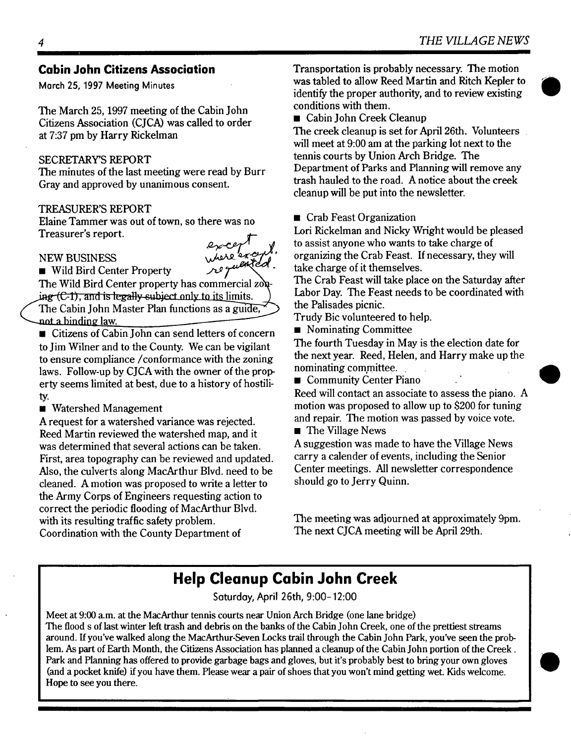## Cabin John Citizens Association

March 25, 1997 Meeting Minutes

The March 25, 1997 meeting of the Cabin John Citizens Association (CJCA) was called to order at 7:37 pm by Harry Rickelman

SECRETARY'S REPORT

The minutes of the last meeting were read by Burr Gray and approved by unanimous consent.

TREASURER'S REPORT

Elaine Tammer was out of town, so there was no Treasurer's report.

NEW BUSINESS

- Wild Bird Center Property

The Wild Bird Center property has commercial zoning ~~(C-1), and is legally subject only to its limits.~~ *except where exempt. requested.* The Cabin John Master Plan functions as a guide, not a binding law.

- Citizens of Cabin John can send letters of concern to Jim Wilner and to the County. We can be vigilant to ensure compliance /conformance with the zoning laws. Follow-up by CJCA with the owner of the property seems limited at best, due to a history of hostility.

- Watershed Management

A request for a watershed variance was rejected. Reed Martin reviewed the watershed map, and it was determined that several actions can be taken. First, area topography can be reviewed and updated. Also, the culverts along MacArthur Blvd. need to be cleaned. A motion was proposed to write a letter to the Army Corps of Engineers requesting action to correct the periodic flooding of MacArthur Blvd. with its resulting traffic safety problem. Coordination with the County Department of Transportation is probably necessary. The motion was tabled to allow Reed Martin and Ritch Kepler to identify the proper authority, and to review existing conditions with them.

- Cabin John Creek Cleanup

The creek cleanup is set for April 26th. Volunteers will meet at 9:00 am at the parking lot next to the tennis courts by Union Arch Bridge. The Department of Parks and Planning will remove any trash hauled to the road. A notice about the creek cleanup will be put into the newsletter.

- Crab Feast Organization

Lori Rickelman and Nicky Wright would be pleased to assist anyone who wants to take charge of organizing the Crab Feast. If necessary, they will take charge of it themselves.

The Crab Feast will take place on the Saturday after Labor Day. The Feast needs to be coordinated with the Palisades picnic.

Trudy Bic volunteered to help.

- Nominating Committee

The fourth Tuesday in May is the election date for the next year. Reed, Helen, and Harry make up the nominating committee.

- Community Center Piano

Reed will contact an associate to assess the piano. A motion was proposed to allow up to $200 for tuning and repair. The motion was passed by voice vote.

- The Village News

A suggestion was made to have the Village News carry a calender of events, including the Senior Center meetings. All newsletter correspondence should go to Jerry Quinn.

The meeting was adjourned at approximately 9pm. The next CJCA meeting will be April 29th.

## Help Cleanup Cabin John Creek

Saturday, April 26th, 9:00-12:00

Meet at 9:00 a.m. at the MacArthur tennis courts near Union Arch Bridge (one lane bridge)

The flood s of last winter left trash and debris on the banks of the Cabin John Creek, one of the prettiest streams around. If you've walked along the MacArthur-Seven Locks trail through the Cabin John Park, you've seen the problem. As part of Earth Month, the Citizens Association has planned a cleanup of the Cabin John portion of the Creek . Park and Planning has offered to provide garbage bags and gloves, but it's probably best to bring your own gloves (and a pocket knife) if you have them. Please wear a pair of shoes that you won't mind getting wet. Kids welcome. Hope to see you there.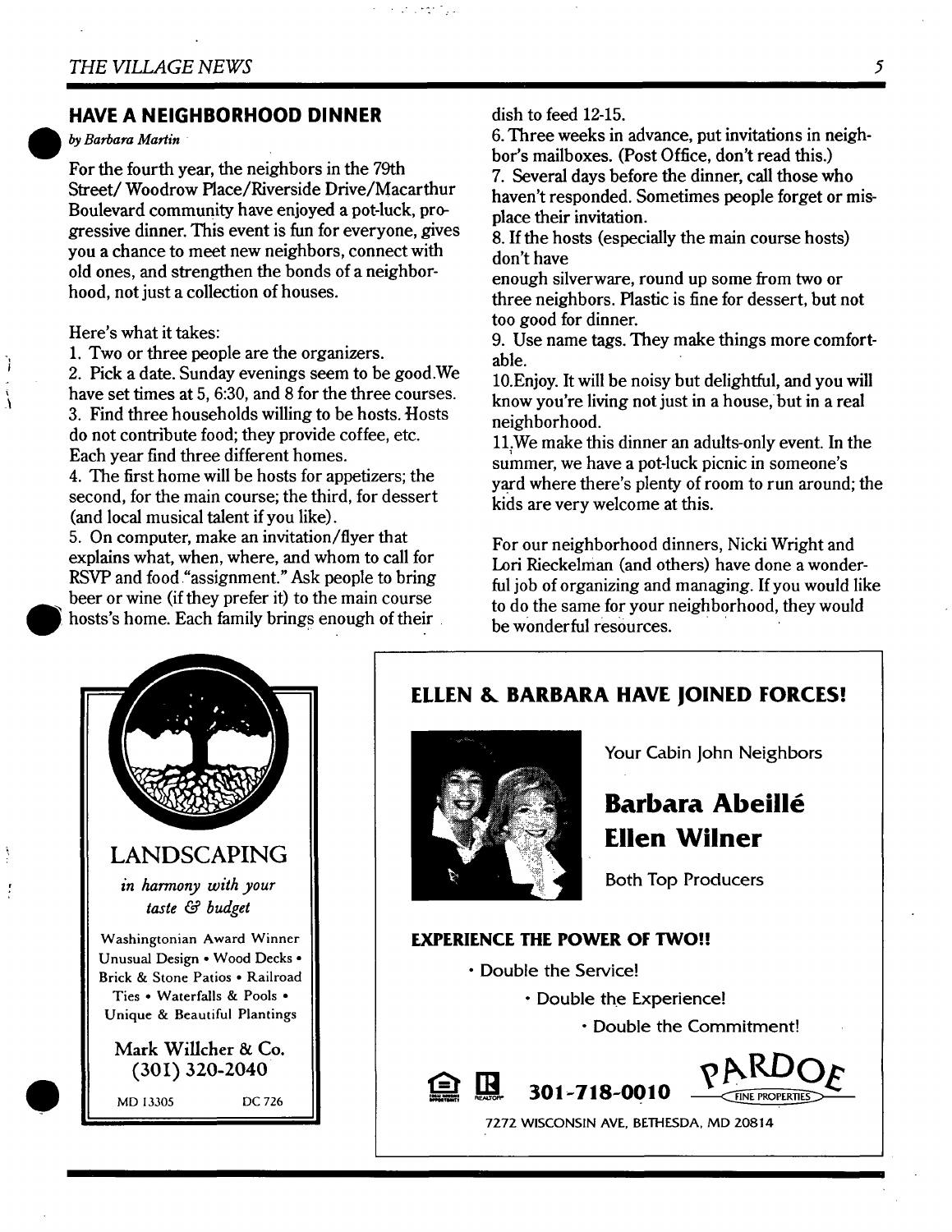## HAVE A NEIGHBORHOOD DINNER

*by Barbara Martin*

For the fourth year, the neighbors in the 79th Street/ Woodrow Place/Riverside Drive/Macarthur Boulevard community have enjoyed a pot-luck, progressive dinner. This event is fun for everyone, gives you a chance to meet new neighbors, connect with old ones, and strengthen the bonds of a neighborhood, not just a collection of houses.

Here's what it takes:

1. Two or three people are the organizers.
2. Pick a date. Sunday evenings seem to be good.We have set times at 5, 6:30, and 8 for the three courses.
3. Find three households willing to be hosts. Hosts do not contribute food; they provide coffee, etc. Each year find three different homes.
4. The first home will be hosts for appetizers; the second, for the main course; the third, for dessert (and local musical talent if you like).
5. On computer, make an invitation/flyer that explains what, when, where, and whom to call for RSVP and food "assignment." Ask people to bring beer or wine (if they prefer it) to the main course hosts's home. Each family brings enough of their dish to feed 12-15.
6. Three weeks in advance, put invitations in neighbor's mailboxes. (Post Office, don't read this.)
7. Several days before the dinner, call those who haven't responded. Sometimes people forget or misplace their invitation.
8. If the hosts (especially the main course hosts) don't have enough silverware, round up some from two or three neighbors. Plastic is fine for dessert, but not too good for dinner.
9. Use name tags. They make things more comfortable.
10. Enjoy. It will be noisy but delightful, and you will know you're living not just in a house, but in a real neighborhood.
11. We make this dinner an adults-only event. In the summer, we have a pot-luck picnic in someone's yard where there's plenty of room to run around; the kids are very welcome at this.

For our neighborhood dinners, Nicki Wright and Lori Rieckelman (and others) have done a wonderful job of organizing and managing. If you would like to do the same for your neighborhood, they would be wonderful resources.

---

**LANDSCAPING**

*in harmony with your taste & budget*

Washingtonian Award Winner
Unusual Design • Wood Decks • Brick & Stone Patios • Railroad Ties • Waterfalls & Pools • Unique & Beautiful Plantings

Mark Willcher & Co.
(301) 320-2040

MD 13305 DC 726

---

**ELLEN & BARBARA HAVE JOINED FORCES!**

Your Cabin John Neighbors

**Barbara Abeillé**
**Ellen Wilner**

Both Top Producers

**EXPERIENCE THE POWER OF TWO!!**

- Double the Service!
- Double the Experience!
- Double the Commitment!

**301-718-0010** PARDOE FINE PROPERTIES

7272 WISCONSIN AVE, BETHESDA, MD 20814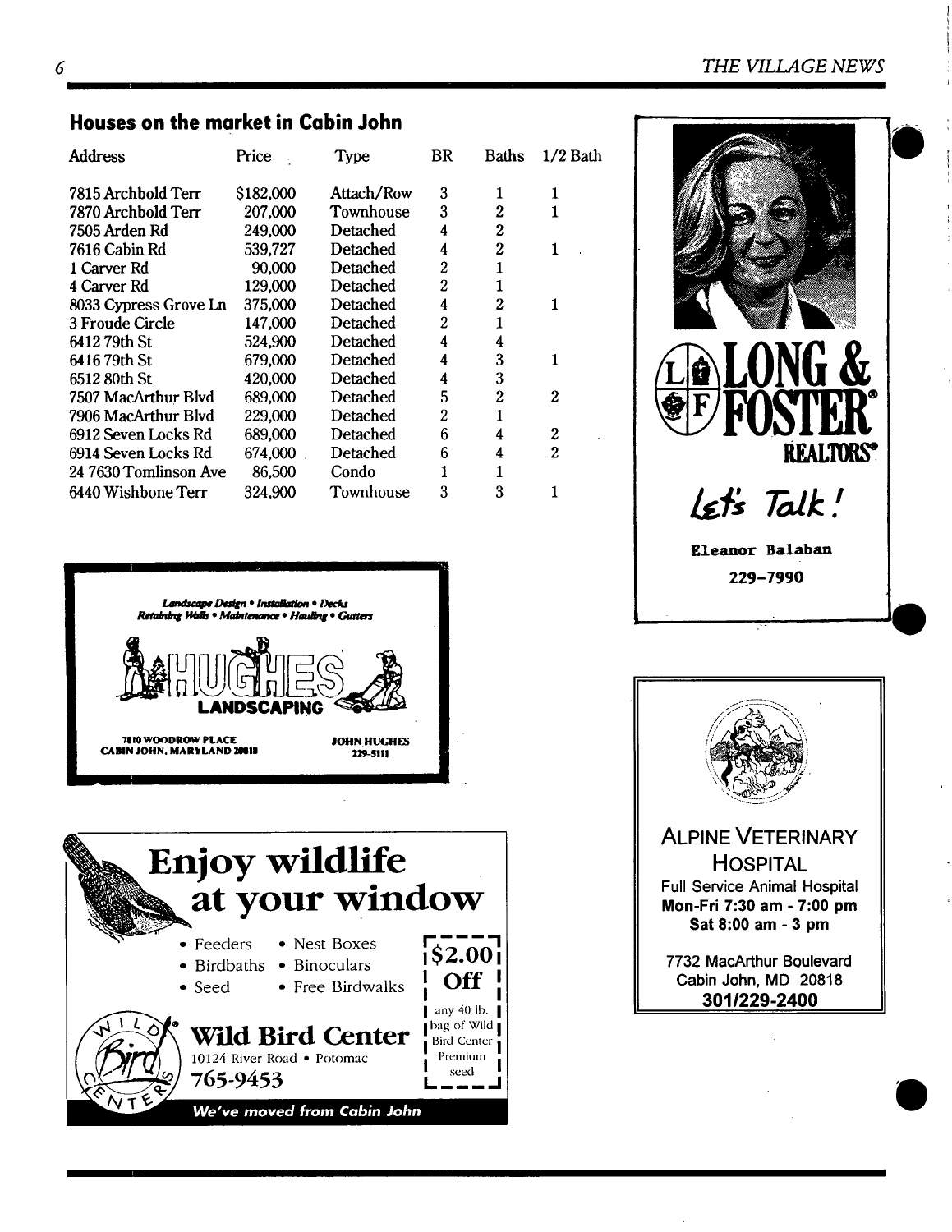## Houses on the market in Cabin John

| Address | Price | Type | BR | Baths | 1/2 Bath |
|---|---|---|---|---|---|
| 7815 Archbold Terr | $182,000 | Attach/Row | 3 | 1 | 1 |
| 7870 Archbold Terr | 207,000 | Townhouse | 3 | 2 | 1 |
| 7505 Arden Rd | 249,000 | Detached | 4 | 2 | |
| 7616 Cabin Rd | 539,727 | Detached | 4 | 2 | 1 |
| 1 Carver Rd | 90,000 | Detached | 2 | 1 | |
| 4 Carver Rd | 129,000 | Detached | 2 | 1 | |
| 8033 Cypress Grove Ln | 375,000 | Detached | 4 | 2 | 1 |
| 3 Froude Circle | 147,000 | Detached | 2 | 1 | |
| 6412 79th St | 524,900 | Detached | 4 | 4 | |
| 6416 79th St | 679,000 | Detached | 4 | 3 | 1 |
| 6512 80th St | 420,000 | Detached | 4 | 3 | |
| 7507 MacArthur Blvd | 689,000 | Detached | 5 | 2 | 2 |
| 7906 MacArthur Blvd | 229,000 | Detached | 2 | 1 | |
| 6912 Seven Locks Rd | 689,000 | Detached | 6 | 4 | 2 |
| 6914 Seven Locks Rd | 674,000 | Detached | 6 | 4 | 2 |
| 24 7630 Tomlinson Ave | 86,500 | Condo | 1 | 1 | |
| 6440 Wishbone Terr | 324,900 | Townhouse | 3 | 3 | 1 |

**LONG & FOSTER REALTORS®**

*Let's Talk!*

**Eleanor Balaban**

**229-7990**

*Landscape Design • Installation • Decks*
*Retaining Walls • Maintenance • Hauling • Gutters*

**HUGHES LANDSCAPING**

7810 WOODROW PLACE
CABIN JOHN, MARYLAND 20818

JOHN HUGHES
229-5111

# Enjoy wildlife at your window

- Feeders
- Birdbaths
- Seed
- Nest Boxes
- Binoculars
- Free Birdwalks

**$2.00 Off** any 40 lb. bag of Wild Bird Center Premium seed

**Wild Bird Center**
10124 River Road • Potomac
765-9453

***We've moved from Cabin John***

**ALPINE VETERINARY HOSPITAL**

Full Service Animal Hospital
**Mon-Fri 7:30 am - 7:00 pm**
**Sat 8:00 am - 3 pm**

7732 MacArthur Boulevard
Cabin John, MD 20818
**301/229-2400**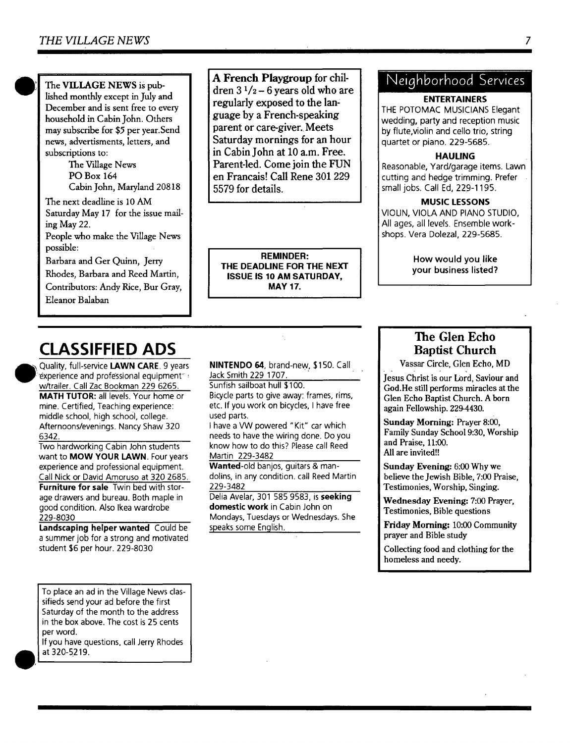The **VILLAGE NEWS** is published monthly except in July and December and is sent free to every household in Cabin John. Others may subscribe for $5 per year. Send news, advertisments, letters, and subscriptions to:

The Village News
PO Box 164
Cabin John, Maryland 20818

The next deadline is 10 AM Saturday May 17 for the issue mailing May 22.

People who make the Village News possible:

Barbara and Ger Quinn, Jerry Rhodes, Barbara and Reed Martin,

Contributors: Andy Rice, Bur Gray, Eleanor Balaban

**A French Playgroup** for children 3 1/2 – 6 years old who are regularly exposed to the language by a French-speaking parent or care-giver. Meets Saturday mornings for an hour in Cabin John at 10 a.m. Free. Parent-led. Come join the FUN en Francais! Call Rene 301 229 5579 for details.

**REMINDER: THE DEADLINE FOR THE NEXT ISSUE IS 10 AM SATURDAY, MAY 17.**

## Neighborhood Services

**ENTERTAINERS**

THE POTOMAC MUSICIANS Elegant wedding, party and reception music by flute, violin and cello trio, string quartet or piano. 229-5685.

**HAULING**

Reasonable, Yard/garage items. Lawn cutting and hedge trimming. Prefer small jobs. Call Ed, 229-1195.

**MUSIC LESSONS**

VIOLIN, VIOLA AND PIANO STUDIO, All ages, all levels. Ensemble workshops. Vera Dolezal, 229-5685.

How would you like your business listed?

# CLASSIFFIED ADS

Quality, full-service **LAWN CARE**. 9 years experience and professional equipment w/trailer. Call Zac Bookman 229 6265.

**MATH TUTOR:** all levels. Your home or mine. Certified, Teaching experience: middle school, high school, college. Afternoons/evenings. Nancy Shaw 320 6342.

Two hardworking Cabin John students want to **MOW YOUR LAWN**. Four years experience and professional equipment. Call Nick or David Amoruso at 320 2685.

**Furniture for sale** Twin bed with storage drawers and bureau. Both maple in good condition. Also Ikea wardrobe 229-8030

**Landscaping helper wanted** Could be a summer job for a strong and motivated student $6 per hour. 229-8030

**NINTENDO 64**, brand-new, $150. Call Jack Smith 229 1707.

Sunfish sailboat hull $100.

Bicycle parts to give away: frames, rims, etc. If you work on bicycles, I have free used parts.

I have a VW powered "Kit" car which needs to have the wiring done. Do you know how to do this? Please call Reed Martin 229-3482

**Wanted**-old banjos, guitars & mandolins, in any condition. call Reed Martin 229-3482

Delia Avelar, 301 585 9583, is **seeking domestic work** in Cabin John on Mondays, Tuesdays or Wednesdays. She speaks some English.

To place an ad in the Village News classifieds send your ad before the first Saturday of the month to the address in the box above. The cost is 25 cents per word.

If you have questions, call Jerry Rhodes at 320-5219.

## The Glen Echo Baptist Church

Vassar Circle, Glen Echo, MD

Jesus Christ is our Lord, Saviour and God. He still performs miracles at the Glen Echo Baptist Church. A born again Fellowship. 229-4430.

**Sunday Morning:** Prayer 8:00, Family Sunday School 9:30, Worship and Praise, 11:00.
All are invited!!

**Sunday Evening:** 6:00 Why we believe the Jewish Bible, 7:00 Praise, Testimonies, Worship, Singing.

**Wednesday Evening:** 7:00 Prayer, Testimonies, Bible questions

**Friday Morning:** 10:00 Community prayer and Bible study

Collecting food and clothing for the homeless and needy.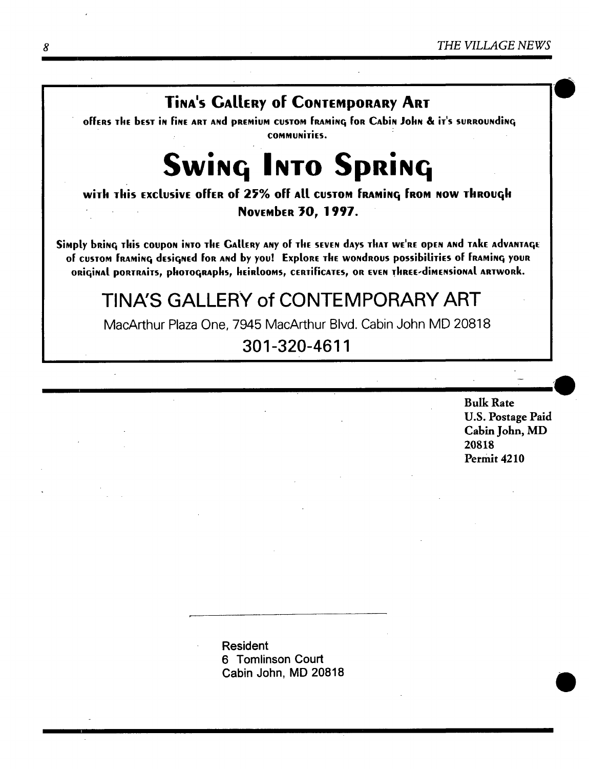## Tina's Gallery of Contemporary Art

offers the best in fine art and premium custom framing for Cabin John & it's surrounding communities.

# Swing Into Spring

**with this exclusive offer of 25% off all custom framing from now through November 30, 1997.**

**Simply bring this coupon into the Gallery any of the seven days that we're open and take advantage of custom framing designed for and by you! Explore the wondrous possibilities of framing your original portraits, photographs, heirlooms, certificates, or even three-dimensional artwork.**

## TINA'S GALLERY of CONTEMPORARY ART

MacArthur Plaza One, 7945 MacArthur Blvd. Cabin John MD 20818

**301-320-4611**

---

**Bulk Rate**
**U.S. Postage Paid**
**Cabin John, MD**
**20818**
**Permit 4210**

Resident
6 Tomlinson Court
Cabin John, MD 20818